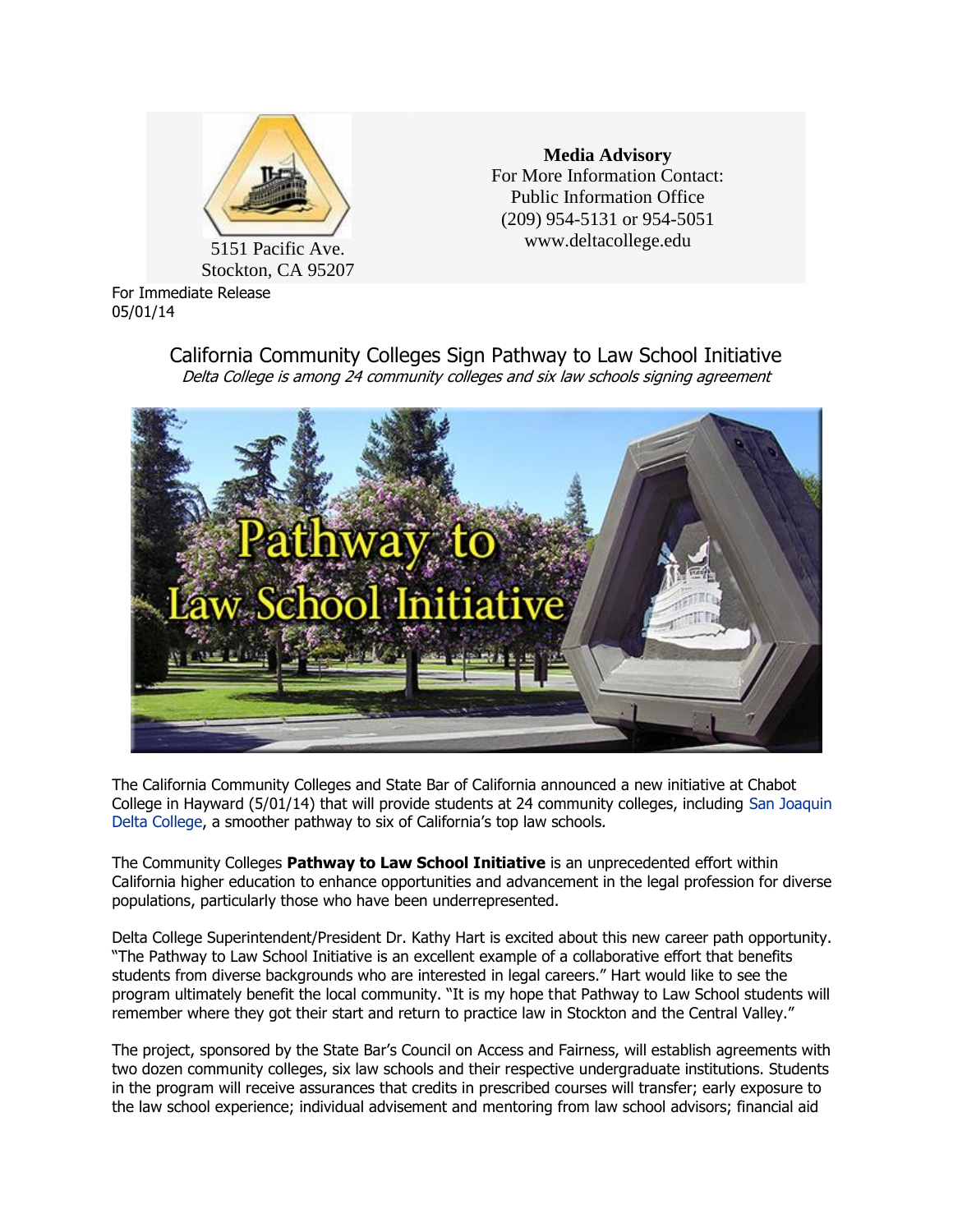5151 Pacific Ave.
Stockton, CA 95207

**Media Advisory**
For More Information Contact:
Public Information Office
(209) 954-5131 or 954-5051
www.deltacollege.edu

For Immediate Release
05/01/14

# California Community Colleges Sign Pathway to Law School Initiative

*Delta College is among 24 community colleges and six law schools signing agreement*

The California Community Colleges and State Bar of California announced a new initiative at Chabot College in Hayward (5/01/14) that will provide students at 24 community colleges, including San Joaquin Delta College, a smoother pathway to six of California's top law schools.

The Community Colleges **Pathway to Law School Initiative** is an unprecedented effort within California higher education to enhance opportunities and advancement in the legal profession for diverse populations, particularly those who have been underrepresented.

Delta College Superintendent/President Dr. Kathy Hart is excited about this new career path opportunity. "The Pathway to Law School Initiative is an excellent example of a collaborative effort that benefits students from diverse backgrounds who are interested in legal careers." Hart would like to see the program ultimately benefit the local community. "It is my hope that Pathway to Law School students will remember where they got their start and return to practice law in Stockton and the Central Valley."

The project, sponsored by the State Bar's Council on Access and Fairness, will establish agreements with two dozen community colleges, six law schools and their respective undergraduate institutions. Students in the program will receive assurances that credits in prescribed courses will transfer; early exposure to the law school experience; individual advisement and mentoring from law school advisors; financial aid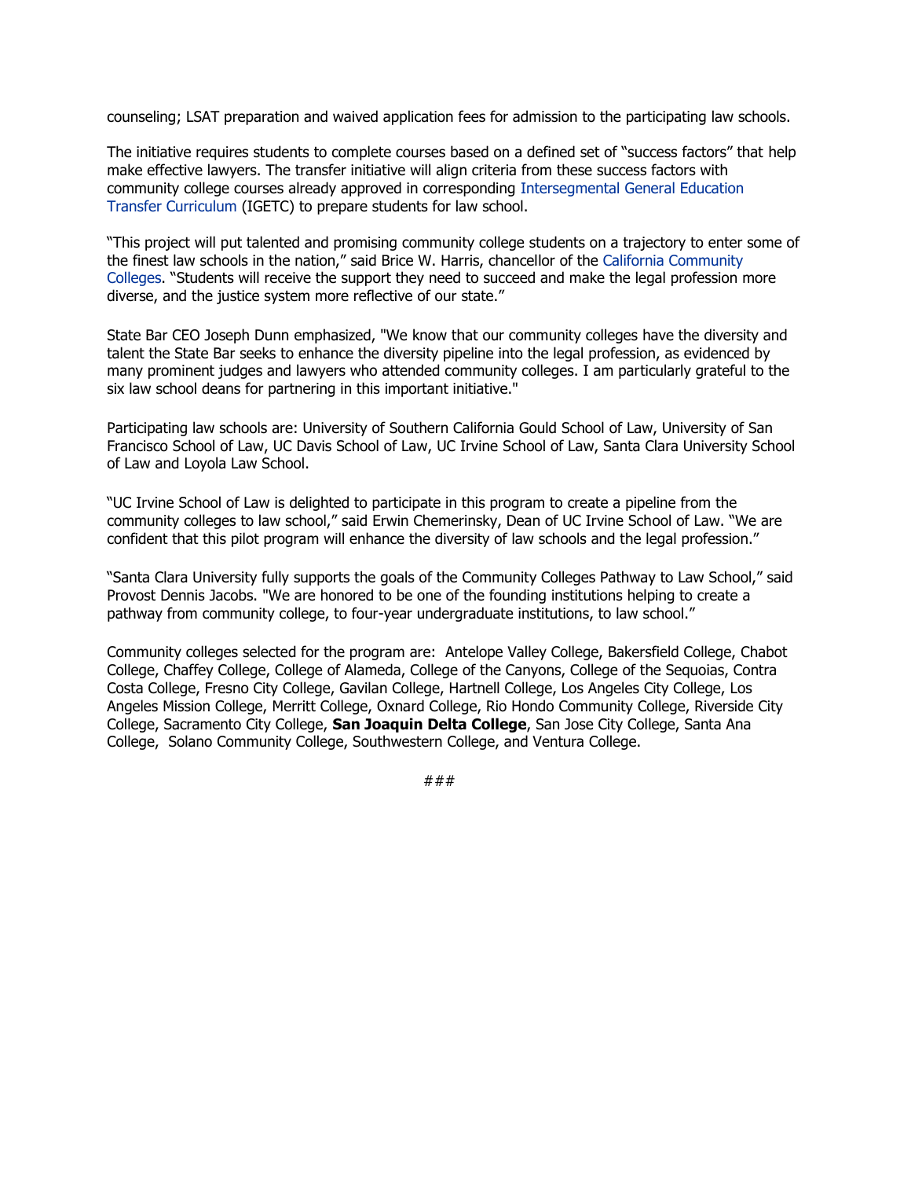counseling; LSAT preparation and waived application fees for admission to the participating law schools.

The initiative requires students to complete courses based on a defined set of “success factors” that help make effective lawyers. The transfer initiative will align criteria from these success factors with community college courses already approved in corresponding Intersegmental General Education Transfer Curriculum (IGETC) to prepare students for law school.

“This project will put talented and promising community college students on a trajectory to enter some of the finest law schools in the nation,” said Brice W. Harris, chancellor of the California Community Colleges. “Students will receive the support they need to succeed and make the legal profession more diverse, and the justice system more reflective of our state.”

State Bar CEO Joseph Dunn emphasized, "We know that our community colleges have the diversity and talent the State Bar seeks to enhance the diversity pipeline into the legal profession, as evidenced by many prominent judges and lawyers who attended community colleges. I am particularly grateful to the six law school deans for partnering in this important initiative."

Participating law schools are: University of Southern California Gould School of Law, University of San Francisco School of Law, UC Davis School of Law, UC Irvine School of Law, Santa Clara University School of Law and Loyola Law School.

“UC Irvine School of Law is delighted to participate in this program to create a pipeline from the community colleges to law school,” said Erwin Chemerinsky, Dean of UC Irvine School of Law. “We are confident that this pilot program will enhance the diversity of law schools and the legal profession.”

“Santa Clara University fully supports the goals of the Community Colleges Pathway to Law School,” said Provost Dennis Jacobs. "We are honored to be one of the founding institutions helping to create a pathway from community college, to four-year undergraduate institutions, to law school.”

Community colleges selected for the program are: Antelope Valley College, Bakersfield College, Chabot College, Chaffey College, College of Alameda, College of the Canyons, College of the Sequoias, Contra Costa College, Fresno City College, Gavilan College, Hartnell College, Los Angeles City College, Los Angeles Mission College, Merritt College, Oxnard College, Rio Hondo Community College, Riverside City College, Sacramento City College, **San Joaquin Delta College**, San Jose City College, Santa Ana College, Solano Community College, Southwestern College, and Ventura College.

###